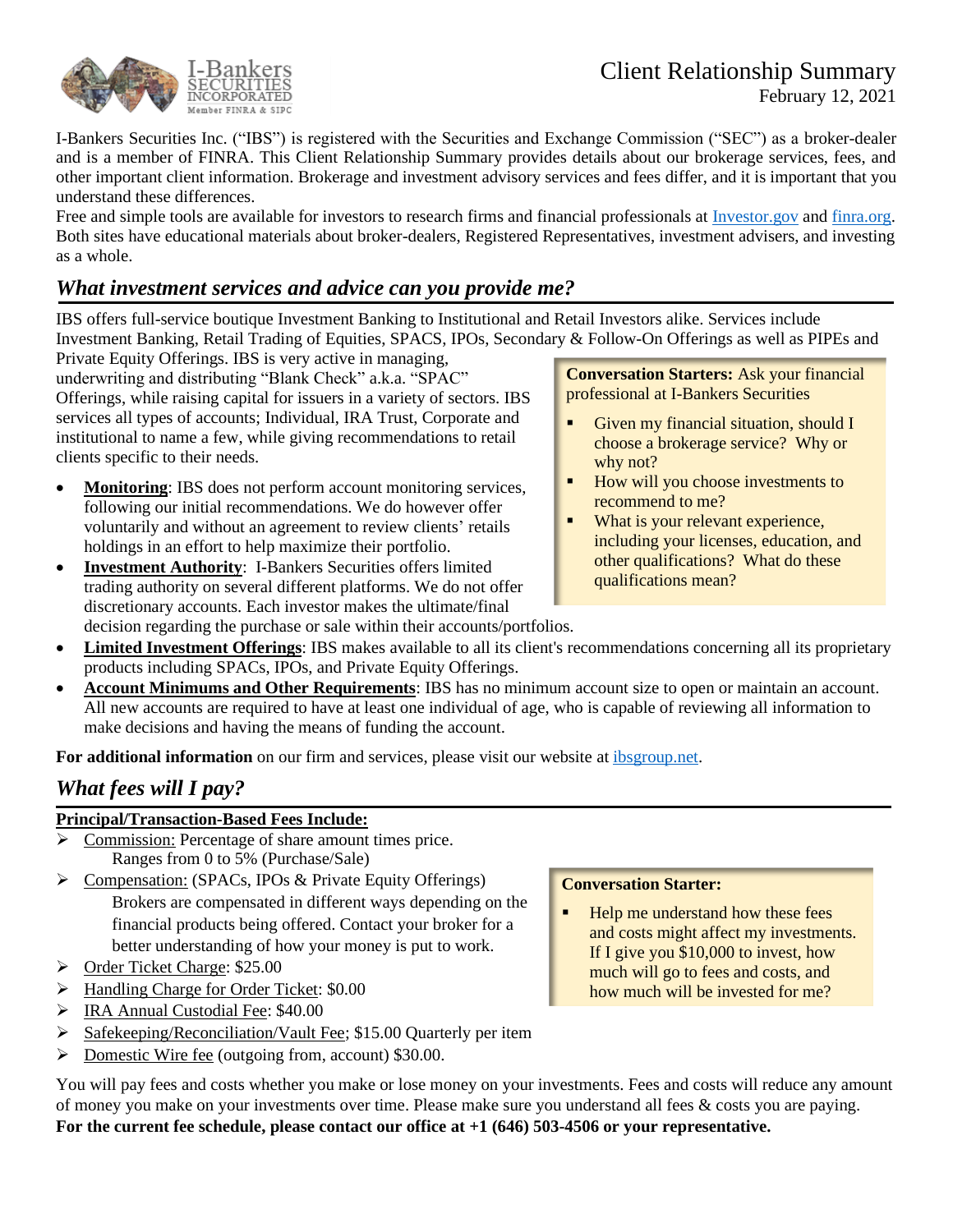# Client Relationship Summary

February 12, 2021

I-Bankers Securities Inc. ("IBS") is registered with the Securities and Exchange Commission ("SEC") as a broker-dealer and is a member of FINRA. This Client Relationship Summary provides details about our brokerage services, fees, and other important client information. Brokerage and investment advisory services and fees differ, and it is important that you understand these differences.

Free and simple tools are available for investors to research firms and financial professionals at Investor.gov and finra.org. Both sites have educational materials about broker-dealers, Registered Representatives, investment advisers, and investing as a whole.

## *What investment services and advice can you provide me?*

IBS offers full-service boutique Investment Banking to Institutional and Retail Investors alike. Services include Investment Banking, Retail Trading of Equities, SPACS, IPOs, Secondary & Follow-On Offerings as well as PIPEs and Private Equity Offerings. IBS is very active in managing, underwriting and distributing "Blank Check" a.k.a. "SPAC" Offerings, while raising capital for issuers in a variety of sectors. IBS services all types of accounts; Individual, IRA Trust, Corporate and institutional to name a few, while giving recommendations to retail clients specific to their needs.

- **Monitoring**: IBS does not perform account monitoring services, following our initial recommendations. We do however offer voluntarily and without an agreement to review clients' retails holdings in an effort to help maximize their portfolio.
- **Investment Authority**: I-Bankers Securities offers limited trading authority on several different platforms. We do not offer discretionary accounts. Each investor makes the ultimate/final decision regarding the purchase or sale within their accounts/portfolios.
- **Limited Investment Offerings**: IBS makes available to all its client's recommendations concerning all its proprietary products including SPACs, IPOs, and Private Equity Offerings.
- **Account Minimums and Other Requirements**: IBS has no minimum account size to open or maintain an account. All new accounts are required to have at least one individual of age, who is capable of reviewing all information to make decisions and having the means of funding the account.

> **Conversation Starters:** Ask your financial professional at I-Bankers Securities
>
> - Given my financial situation, should I choose a brokerage service? Why or why not?
> - How will you choose investments to recommend to me?
> - What is your relevant experience, including your licenses, education, and other qualifications? What do these qualifications mean?

**For additional information** on our firm and services, please visit our website at ibsgroup.net.

## *What fees will I pay?*

**Principal/Transaction-Based Fees Include:**

- Commission: Percentage of share amount times price. Ranges from 0 to 5% (Purchase/Sale)
- Compensation: (SPACs, IPOs & Private Equity Offerings) Brokers are compensated in different ways depending on the financial products being offered. Contact your broker for a better understanding of how your money is put to work.
- Order Ticket Charge: $25.00
- Handling Charge for Order Ticket: $0.00
- IRA Annual Custodial Fee: $40.00
- Safekeeping/Reconciliation/Vault Fee; $15.00 Quarterly per item
- Domestic Wire fee (outgoing from, account) $30.00.

> **Conversation Starter:**
>
> - Help me understand how these fees and costs might affect my investments. If I give you $10,000 to invest, how much will go to fees and costs, and how much will be invested for me?

You will pay fees and costs whether you make or lose money on your investments. Fees and costs will reduce any amount of money you make on your investments over time. Please make sure you understand all fees & costs you are paying.
**For the current fee schedule, please contact our office at +1 (646) 503-4506 or your representative.**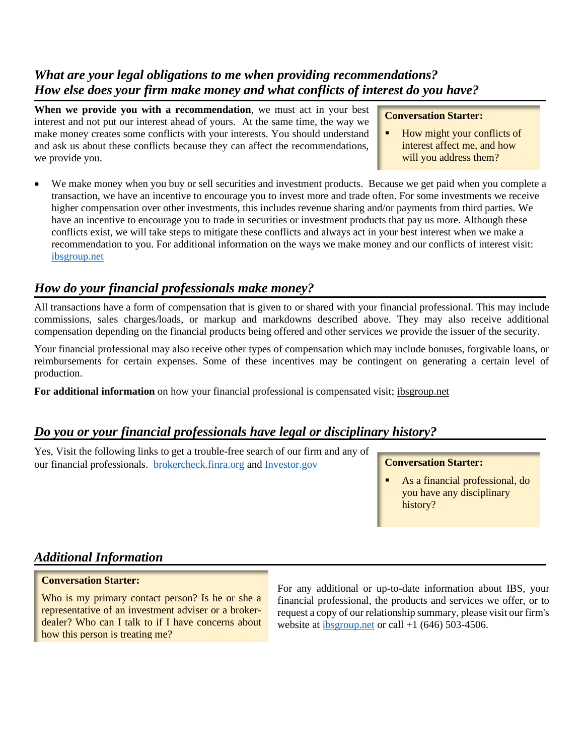## *What are your legal obligations to me when providing recommendations? How else does your firm make money and what conflicts of interest do you have?*

**When we provide you with a recommendation**, we must act in your best interest and not put our interest ahead of yours. At the same time, the way we make money creates some conflicts with your interests. You should understand and ask us about these conflicts because they can affect the recommendations, we provide you.

**Conversation Starter:**

- How might your conflicts of interest affect me, and how will you address them?

- We make money when you buy or sell securities and investment products. Because we get paid when you complete a transaction, we have an incentive to encourage you to invest more and trade often. For some investments we receive higher compensation over other investments, this includes revenue sharing and/or payments from third parties. We have an incentive to encourage you to trade in securities or investment products that pay us more. Although these conflicts exist, we will take steps to mitigate these conflicts and always act in your best interest when we make a recommendation to you. For additional information on the ways we make money and our conflicts of interest visit: ibsgroup.net

## *How do your financial professionals make money?*

All transactions have a form of compensation that is given to or shared with your financial professional. This may include commissions, sales charges/loads, or markup and markdowns described above. They may also receive additional compensation depending on the financial products being offered and other services we provide the issuer of the security.

Your financial professional may also receive other types of compensation which may include bonuses, forgivable loans, or reimbursements for certain expenses. Some of these incentives may be contingent on generating a certain level of production.

**For additional information** on how your financial professional is compensated visit; ibsgroup.net

## *Do you or your financial professionals have legal or disciplinary history?*

Yes, Visit the following links to get a trouble-free search of our firm and any of our financial professionals. brokercheck.finra.org and Investor.gov

**Conversation Starter:**

- As a financial professional, do you have any disciplinary history?

## *Additional Information*

**Conversation Starter:**

Who is my primary contact person? Is he or she a representative of an investment adviser or a broker-dealer? Who can I talk to if I have concerns about how this person is treating me?

For any additional or up-to-date information about IBS, your financial professional, the products and services we offer, or to request a copy of our relationship summary, please visit our firm's website at ibsgroup.net or call +1 (646) 503-4506.